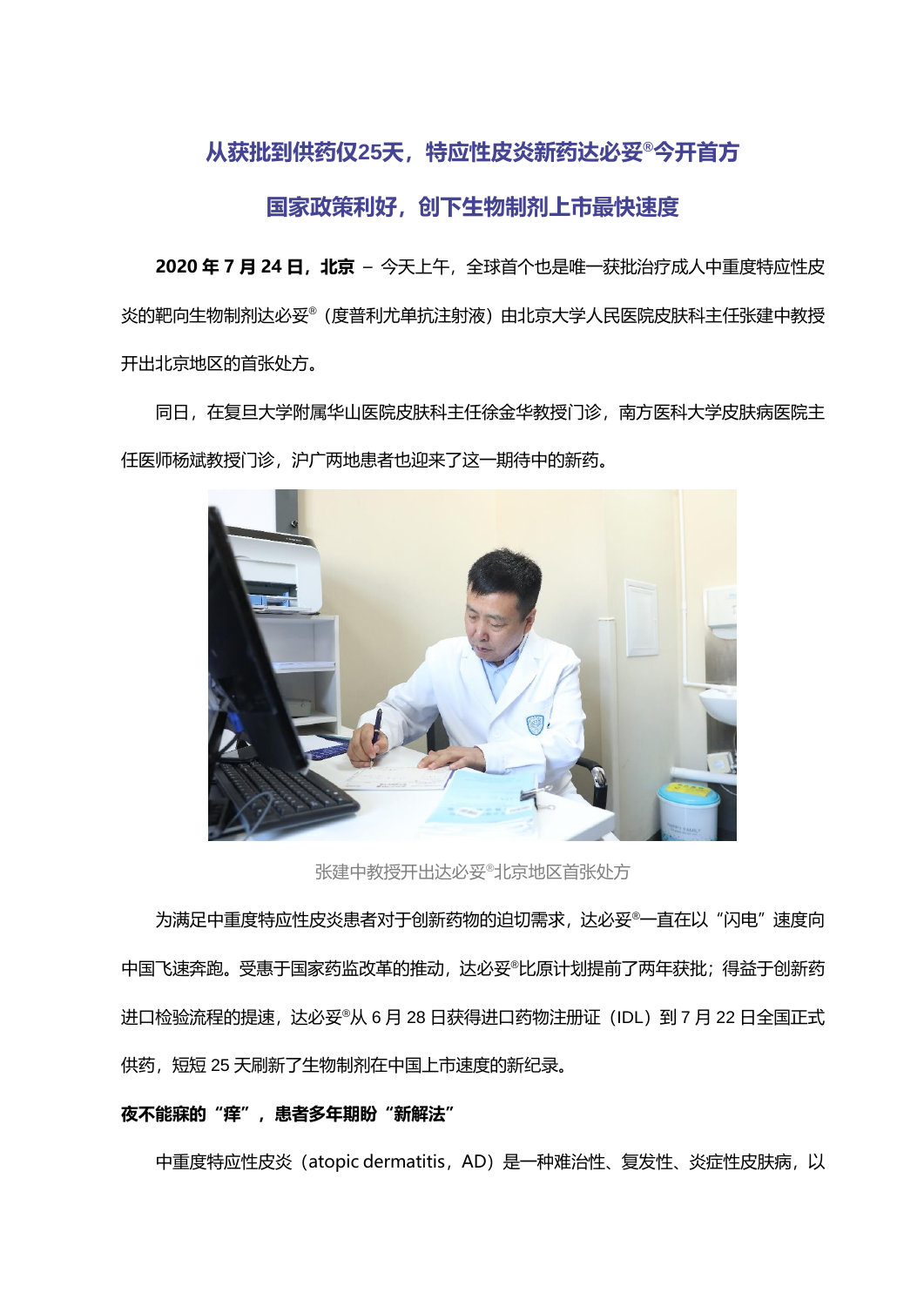# 从获批到供药仅25天，特应性皮炎新药达必妥®今开首方

## 国家政策利好，创下生物制剂上市最快速度

**2020 年 7 月 24 日，北京** – 今天上午，全球首个也是唯一获批治疗成人中重度特应性皮炎的靶向生物制剂达必妥®（度普利尤单抗注射液）由北京大学人民医院皮肤科主任张建中教授开出北京地区的首张处方。

同日，在复旦大学附属华山医院皮肤科主任徐金华教授门诊，南方医科大学皮肤病医院主任医师杨斌教授门诊，沪广两地患者也迎来了这一期待中的新药。

张建中教授开出达必妥®北京地区首张处方

为满足中重度特应性皮炎患者对于创新药物的迫切需求，达必妥®一直在以“闪电”速度向中国飞速奔跑。受惠于国家药监改革的推动，达必妥®比原计划提前了两年获批；得益于创新药进口检验流程的提速，达必妥®从 6 月 28 日获得进口药物注册证（IDL）到 7 月 22 日全国正式供药，短短 25 天刷新了生物制剂在中国上市速度的新纪录。

**夜不能寐的“痒”，患者多年期盼“新解法”**

中重度特应性皮炎（atopic dermatitis，AD）是一种难治性、复发性、炎症性皮肤病，以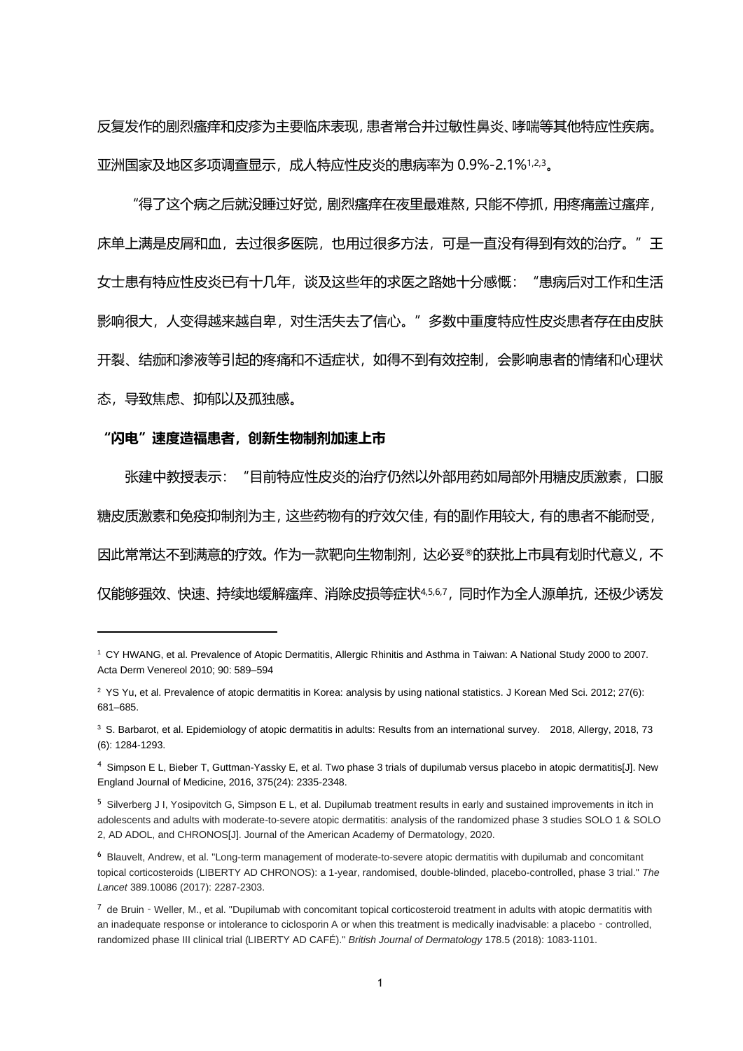反复发作的剧烈瘙痒和皮疹为主要临床表现，患者常合并过敏性鼻炎、哮喘等其他特应性疾病。亚洲国家及地区多项调查显示，成人特应性皮炎的患病率为 0.9%-2.1%[1,2,3]。

"得了这个病之后就没睡过好觉，剧烈瘙痒在夜里最难熬，只能不停抓，用疼痛盖过瘙痒，床单上满是皮屑和血，去过很多医院，也用过很多方法，可是一直没有得到有效的治疗。"王女士患有特应性皮炎已有十几年，谈及这些年的求医之路她十分感慨："患病后对工作和生活影响很大，人变得越来越自卑，对生活失去了信心。"多数中重度特应性皮炎患者存在由皮肤开裂、结痂和渗液等引起的疼痛和不适症状，如得不到有效控制，会影响患者的情绪和心理状态，导致焦虑、抑郁以及孤独感。

**"闪电"速度造福患者，创新生物制剂加速上市**

张建中教授表示："目前特应性皮炎的治疗仍然以外部用药如局部外用糖皮质激素，口服糖皮质激素和免疫抑制剂为主，这些药物有的疗效欠佳，有的副作用较大，有的患者不能耐受，因此常常达不到满意的疗效。作为一款靶向生物制剂，达必妥®的获批上市具有划时代意义，不仅能够强效、快速、持续地缓解瘙痒、消除皮损等症状[4,5,6,7]，同时作为全人源单抗，还极少诱发

---

[1] CY HWANG, et al. Prevalence of Atopic Dermatitis, Allergic Rhinitis and Asthma in Taiwan: A National Study 2000 to 2007. Acta Derm Venereol 2010; 90: 589–594

[2] YS Yu, et al. Prevalence of atopic dermatitis in Korea: analysis by using national statistics. J Korean Med Sci. 2012; 27(6): 681–685.

[3] S. Barbarot, et al. Epidemiology of atopic dermatitis in adults: Results from an international survey. 2018, Allergy, 2018, 73 (6): 1284-1293.

[4] Simpson E L, Bieber T, Guttman-Yassky E, et al. Two phase 3 trials of dupilumab versus placebo in atopic dermatitis[J]. New England Journal of Medicine, 2016, 375(24): 2335-2348.

[5] Silverberg J I, Yosipovitch G, Simpson E L, et al. Dupilumab treatment results in early and sustained improvements in itch in adolescents and adults with moderate-to-severe atopic dermatitis: analysis of the randomized phase 3 studies SOLO 1 & SOLO 2, AD ADOL, and CHRONOS[J]. Journal of the American Academy of Dermatology, 2020.

[6] Blauvelt, Andrew, et al. "Long-term management of moderate-to-severe atopic dermatitis with dupilumab and concomitant topical corticosteroids (LIBERTY AD CHRONOS): a 1-year, randomised, double-blinded, placebo-controlled, phase 3 trial." *The Lancet* 389.10086 (2017): 2287-2303.

[7] de Bruin‐Weller, M., et al. "Dupilumab with concomitant topical corticosteroid treatment in adults with atopic dermatitis with an inadequate response or intolerance to ciclosporin A or when this treatment is medically inadvisable: a placebo‐controlled, randomized phase III clinical trial (LIBERTY AD CAFÉ)." *British Journal of Dermatology* 178.5 (2018): 1083-1101.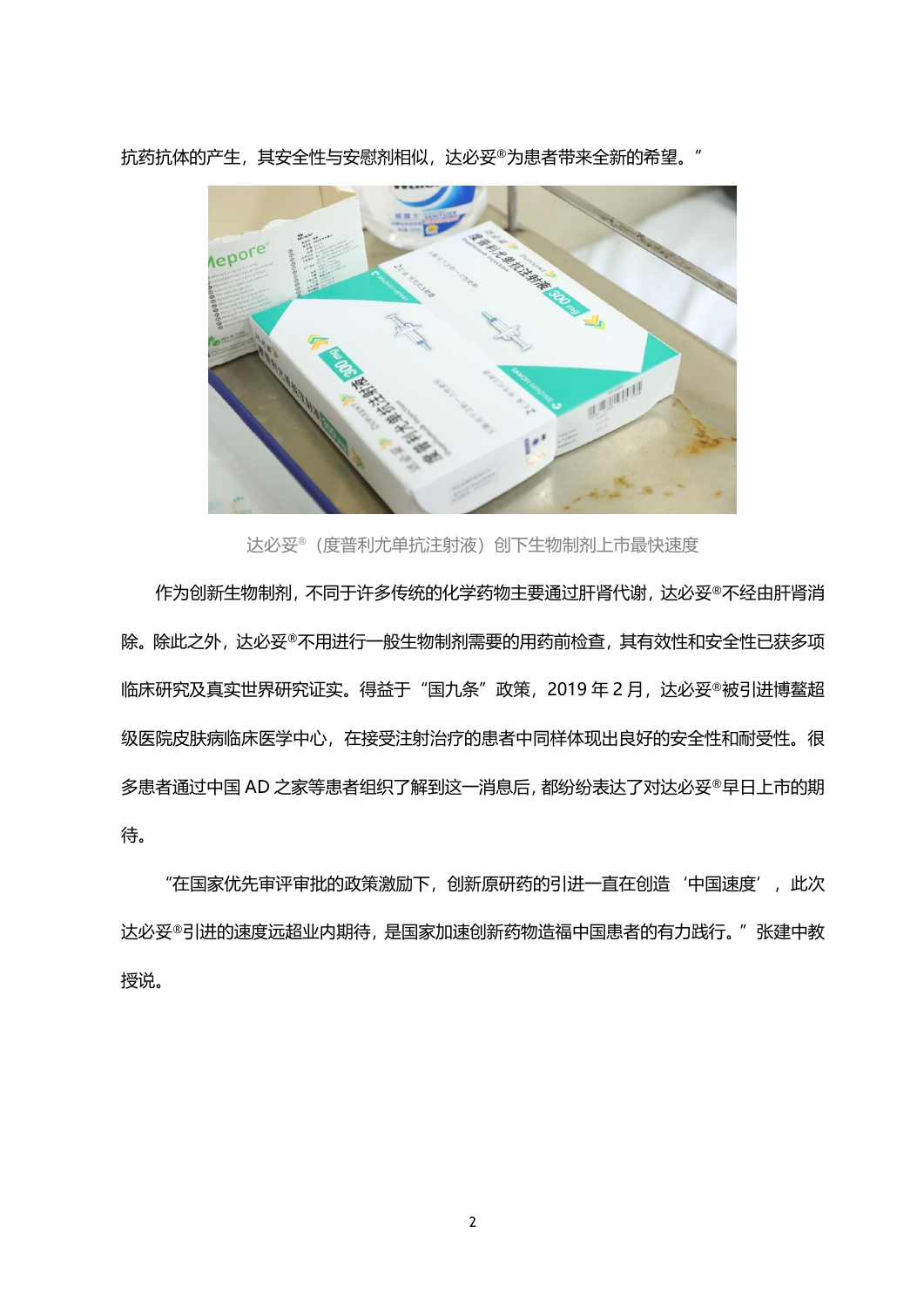抗药抗体的产生，其安全性与安慰剂相似，达必妥®为患者带来全新的希望。”

达必妥®（度普利尤单抗注射液）创下生物制剂上市最快速度

作为创新生物制剂，不同于许多传统的化学药物主要通过肝肾代谢，达必妥®不经由肝肾消除。除此之外，达必妥®不用进行一般生物制剂需要的用药前检查，其有效性和安全性已获多项临床研究及真实世界研究证实。得益于“国九条”政策，2019 年 2 月，达必妥®被引进博鳌超级医院皮肤病临床医学中心，在接受注射治疗的患者中同样体现出良好的安全性和耐受性。很多患者通过中国 AD 之家等患者组织了解到这一消息后，都纷纷表达了对达必妥®早日上市的期待。

“在国家优先审评审批的政策激励下，创新原研药的引进一直在创造‘中国速度’，此次达必妥®引进的速度远超业内期待，是国家加速创新药物造福中国患者的有力践行。”张建中教授说。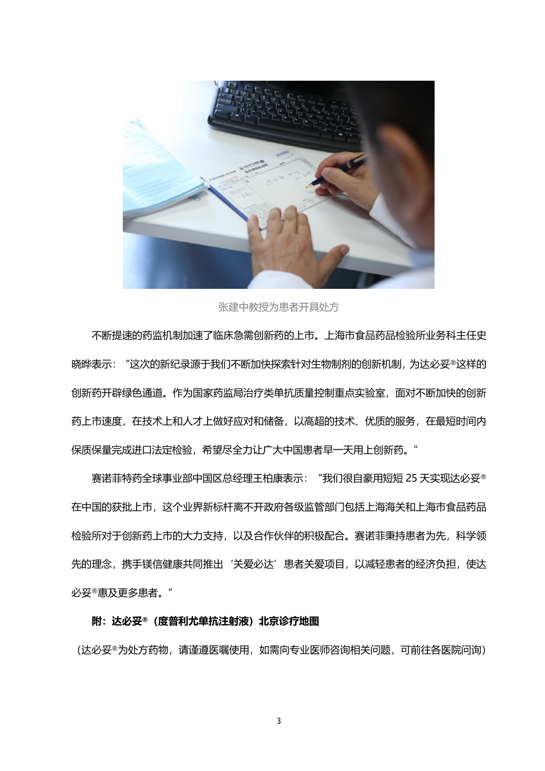张建中教授为患者开具处方

不断提速的药监机制加速了临床急需创新药的上市。上海市食品药品检验所业务科主任史晓晔表示："这次的新纪录源于我们不断加快探索针对生物制剂的创新机制，为达必妥®这样的创新药开辟绿色通道。作为国家药监局治疗类单抗质量控制重点实验室，面对不断加快的创新药上市速度，在技术上和人才上做好应对和储备，以高超的技术、优质的服务，在最短时间内保质保量完成进口法定检验，希望尽全力让广大中国患者早一天用上创新药。"

赛诺菲特药全球事业部中国区总经理王柏康表示："我们很自豪用短短 25 天实现达必妥®在中国的获批上市，这个业界新标杆离不开政府各级监管部门包括上海海关和上海市食品药品检验所对于创新药上市的大力支持，以及合作伙伴的积极配合。赛诺菲秉持患者为先，科学领先的理念，携手镁信健康共同推出'关爱必达'患者关爱项目，以减轻患者的经济负担，使达必妥®惠及更多患者。"

**附：达必妥®（度普利尤单抗注射液）北京诊疗地图**

（达必妥®为处方药物，请谨遵医嘱使用，如需向专业医师咨询相关问题，可前往各医院问询）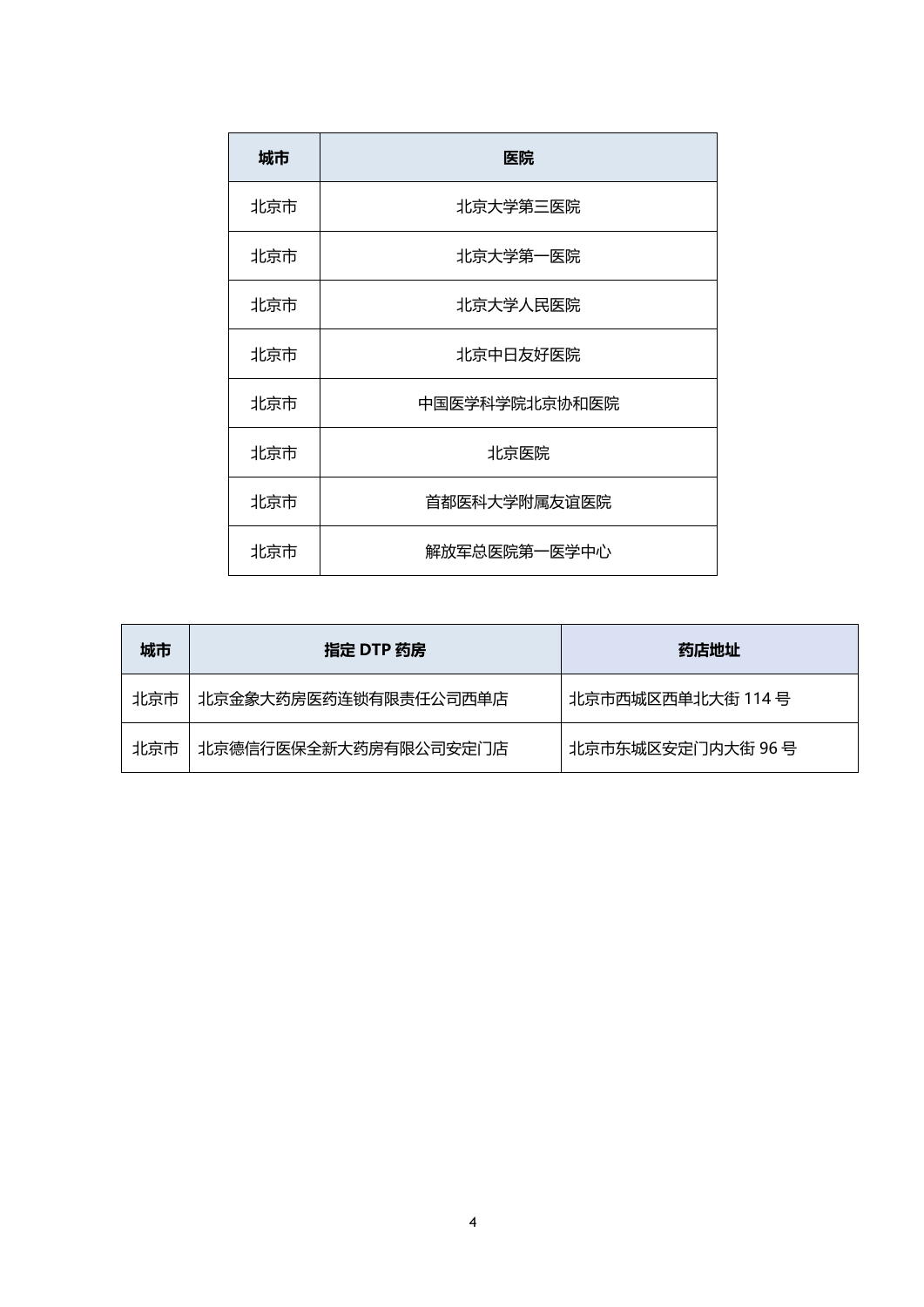| 城市 | 医院 |
| --- | --- |
| 北京市 | 北京大学第三医院 |
| 北京市 | 北京大学第一医院 |
| 北京市 | 北京大学人民医院 |
| 北京市 | 北京中日友好医院 |
| 北京市 | 中国医学科学院北京协和医院 |
| 北京市 | 北京医院 |
| 北京市 | 首都医科大学附属友谊医院 |
| 北京市 | 解放军总医院第一医学中心 |

| 城市 | 指定 DTP 药房 | 药店地址 |
| --- | --- | --- |
| 北京市 | 北京金象大药房医药连锁有限责任公司西单店 | 北京市西城区西单北大街 114 号 |
| 北京市 | 北京德信行医保全新大药房有限公司安定门店 | 北京市东城区安定门内大街 96 号 |